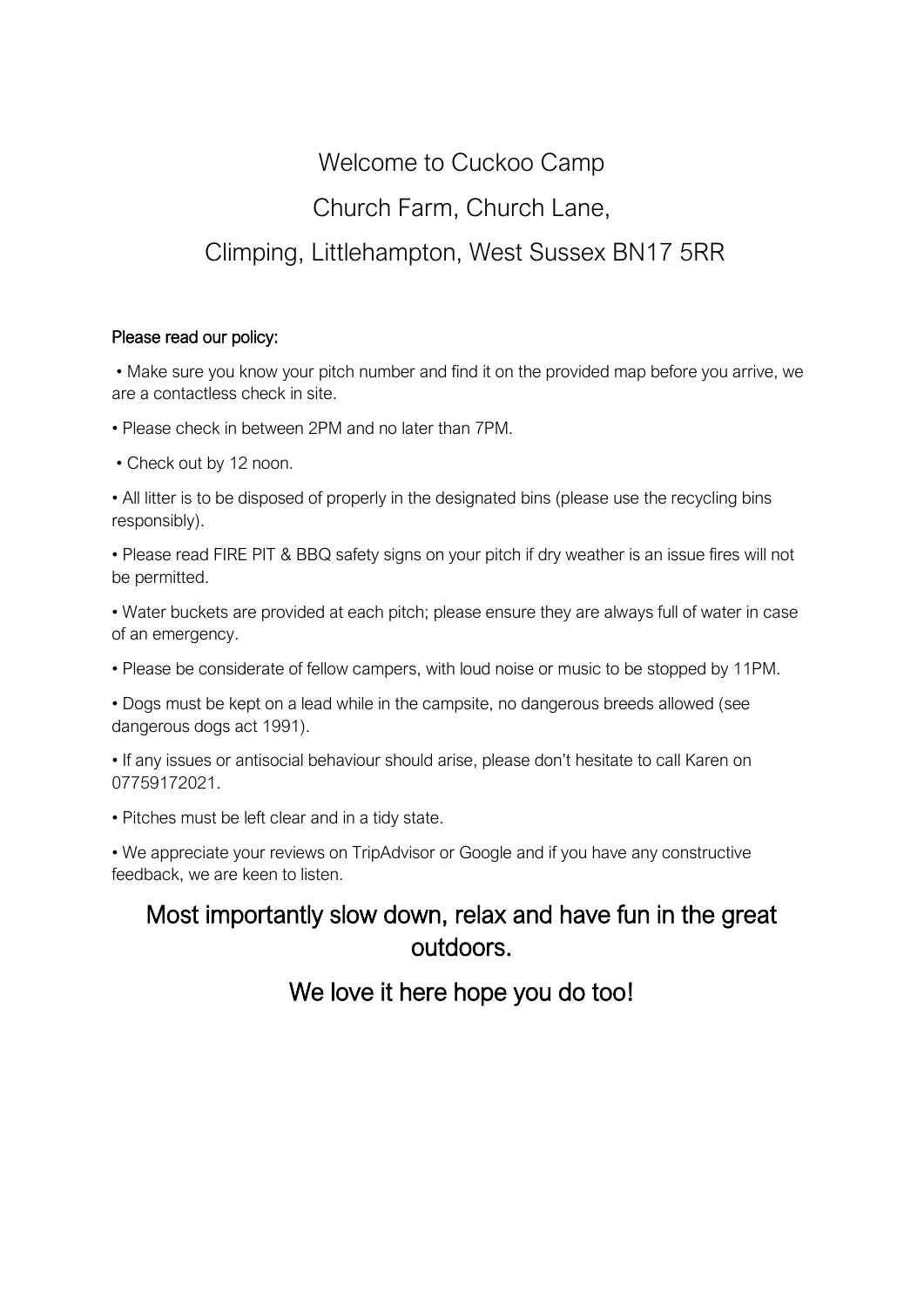# Welcome to Cuckoo Camp

## Church Farm, Church Lane,

## Climping, Littlehampton, West Sussex BN17 5RR

**Please read our policy:**

- Make sure you know your pitch number and find it on the provided map before you arrive, we are a contactless check in site.
- Please check in between 2PM and no later than 7PM.
- Check out by 12 noon.
- All litter is to be disposed of properly in the designated bins (please use the recycling bins responsibly).
- Please read FIRE PIT & BBQ safety signs on your pitch if dry weather is an issue fires will not be permitted.
- Water buckets are provided at each pitch; please ensure they are always full of water in case of an emergency.
- Please be considerate of fellow campers, with loud noise or music to be stopped by 11PM.
- Dogs must be kept on a lead while in the campsite, no dangerous breeds allowed (see dangerous dogs act 1991).
- If any issues or antisocial behaviour should arise, please don't hesitate to call Karen on 07759172021.
- Pitches must be left clear and in a tidy state.
- We appreciate your reviews on TripAdvisor or Google and if you have any constructive feedback, we are keen to listen.

## Most importantly slow down, relax and have fun in the great outdoors.

## We love it here hope you do too!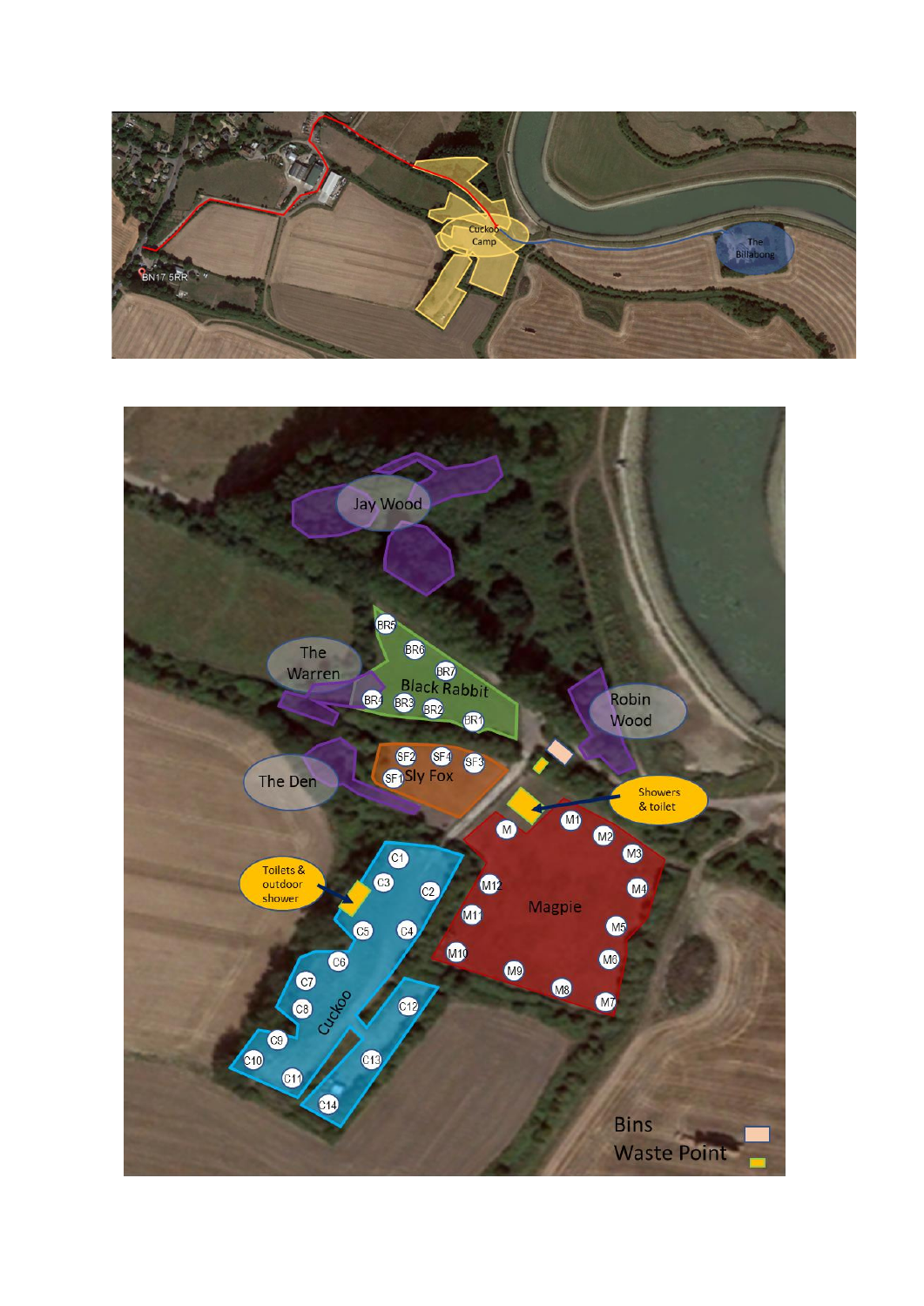Cuckoo Camp

The Billabong

BN17 5RR

Jay Wood

The Warren

Black Rabbit

BR5 BR6 BR7 BR4 BR3 BR2 BR1

Robin Wood

The Den

Sly Fox

SF2 SF4 SF3 SF1

Showers & toilet

Toilets & outdoor shower

Cuckoo

C1 C2 C3 C4 C5 C6 C7 C8 C9 C10 C11 C12 C13 C14

Magpie

M M1 M2 M3 M4 M5 M6 M7 M8 M9 M10 M11 M12

Bins

Waste Point